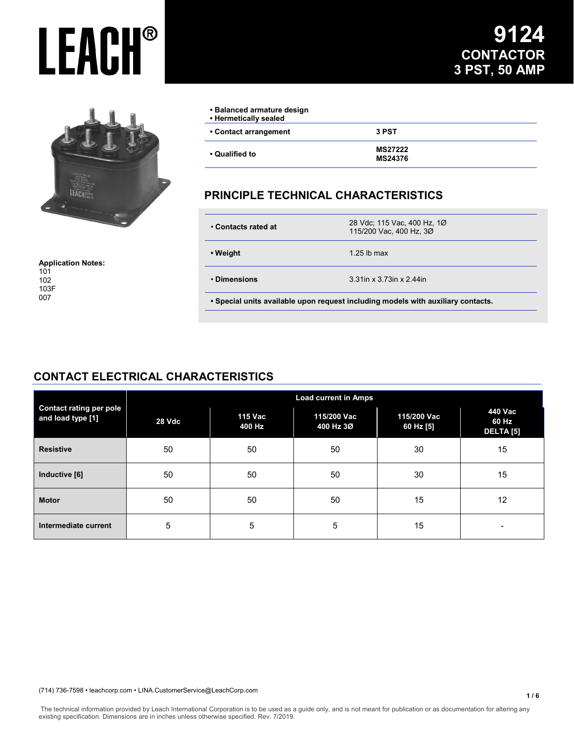# LEACH®

# 9124 CONTACTOR 3 PST, 50 AMP

- **Balanced armature design**
- **Hermetically sealed**

| | |
|---|---|
| **• Contact arrangement** | **3 PST** |
| **• Qualified to** | **MS27222**<br>**MS24376** |

**Application Notes:**
101
102
103F
007

## PRINCIPLE TECHNICAL CHARACTERISTICS

| | |
|---|---|
| **• Contacts rated at** | 28 Vdc; 115 Vac, 400 Hz, 1Ø<br>115/200 Vac, 400 Hz, 3Ø |
| **• Weight** | 1.25 lb max |
| **• Dimensions** | 3.31in x 3.73in x 2.44in |

**• Special units available upon request including models with auxiliary contacts.**

## CONTACT ELECTRICAL CHARACTERISTICS

| Contact rating per pole and load type [1] | Load current in Amps | | | | |
|---|---|---|---|---|---|
| | 28 Vdc | 115 Vac 400 Hz | 115/200 Vac 400 Hz 3Ø | 115/200 Vac 60 Hz [5] | 440 Vac 60 Hz DELTA [5] |
| **Resistive** | 50 | 50 | 50 | 30 | 15 |
| **Inductive [6]** | 50 | 50 | 50 | 30 | 15 |
| **Motor** | 50 | 50 | 50 | 15 | 12 |
| **Intermediate current** | 5 | 5 | 5 | 15 | - |

(714) 736-7598 • leachcorp.com • LINA.CustomerService@LeachCorp.com

The technical information provided by Leach International Corporation is to be used as a guide only, and is not meant for publication or as documentation for altering any existing specification. Dimensions are in inches unless otherwise specified. Rev. 7/2019.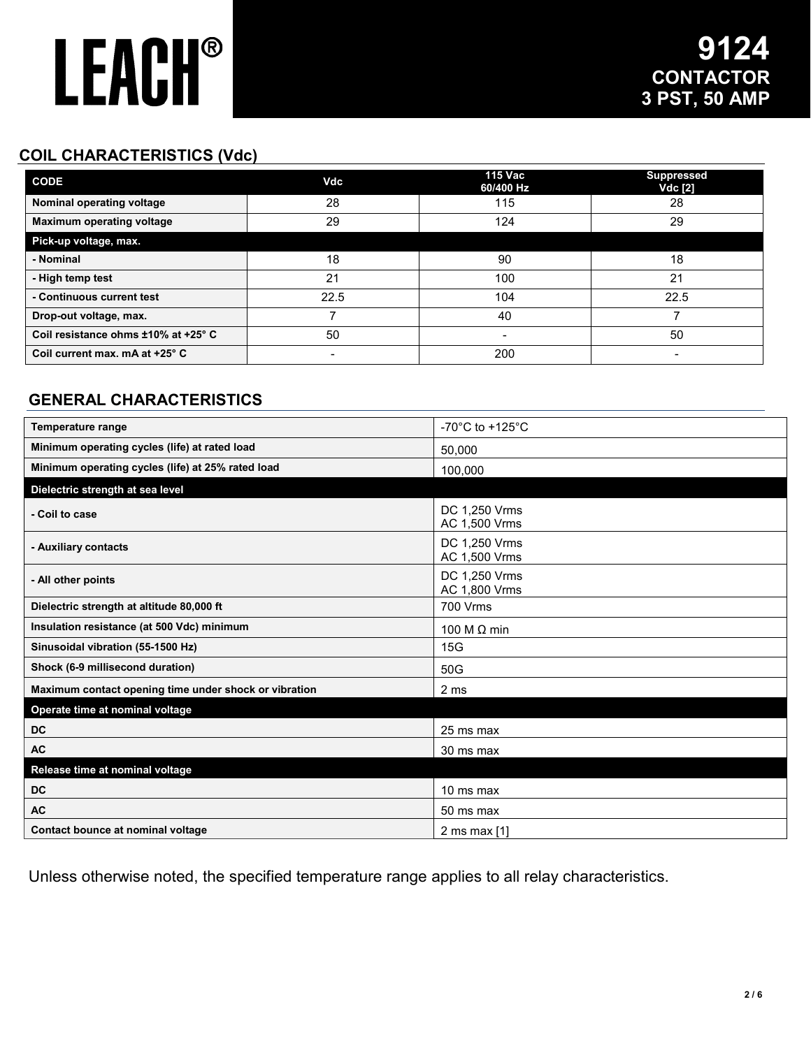# LEACH®

## 9124 CONTACTOR 3 PST, 50 AMP

## COIL CHARACTERISTICS (Vdc)

| CODE | Vdc | 115 Vac 60/400 Hz | Suppressed Vdc [2] |
|---|---|---|---|
| Nominal operating voltage | 28 | 115 | 28 |
| Maximum operating voltage | 29 | 124 | 29 |
| **Pick-up voltage, max.** | | | |
| - Nominal | 18 | 90 | 18 |
| - High temp test | 21 | 100 | 21 |
| - Continuous current test | 22.5 | 104 | 22.5 |
| Drop-out voltage, max. | 7 | 40 | 7 |
| Coil resistance ohms ±10% at +25° C | 50 | - | 50 |
| Coil current max. mA at +25° C | - | 200 | - |

## GENERAL CHARACTERISTICS

| Characteristic | Value |
|---|---|
| Temperature range | -70°C to +125°C |
| Minimum operating cycles (life) at rated load | 50,000 |
| Minimum operating cycles (life) at 25% rated load | 100,000 |
| **Dielectric strength at sea level** | |
| - Coil to case | DC 1,250 Vrms<br>AC 1,500 Vrms |
| - Auxiliary contacts | DC 1,250 Vrms<br>AC 1,500 Vrms |
| - All other points | DC 1,250 Vrms<br>AC 1,800 Vrms |
| Dielectric strength at altitude 80,000 ft | 700 Vrms |
| Insulation resistance (at 500 Vdc) minimum | 100 M Ω min |
| Sinusoidal vibration (55-1500 Hz) | 15G |
| Shock (6-9 millisecond duration) | 50G |
| Maximum contact opening time under shock or vibration | 2 ms |
| **Operate time at nominal voltage** | |
| DC | 25 ms max |
| AC | 30 ms max |
| **Release time at nominal voltage** | |
| DC | 10 ms max |
| AC | 50 ms max |
| Contact bounce at nominal voltage | 2 ms max [1] |

Unless otherwise noted, the specified temperature range applies to all relay characteristics.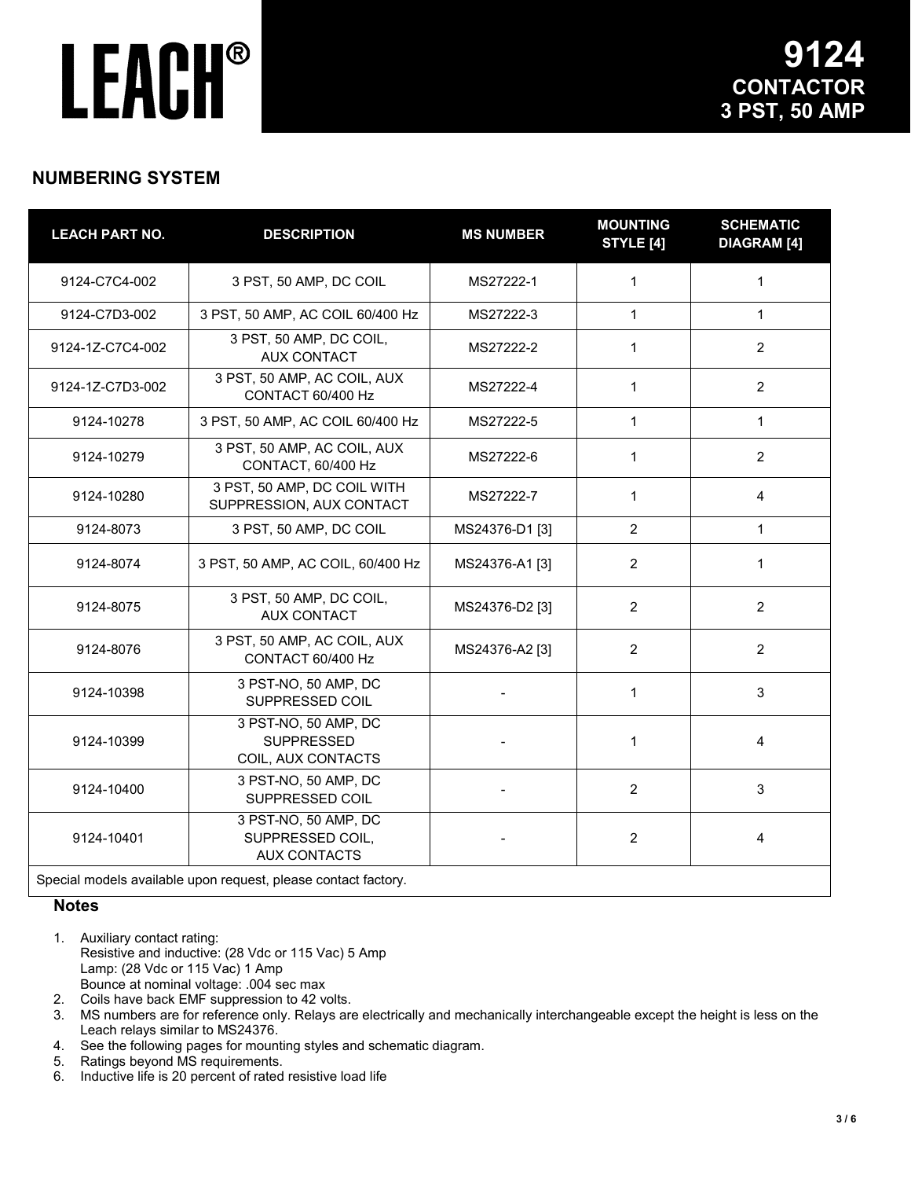# LEACH®

# 9124
## CONTACTOR
## 3 PST, 50 AMP

## NUMBERING SYSTEM

| LEACH PART NO. | DESCRIPTION | MS NUMBER | MOUNTING STYLE [4] | SCHEMATIC DIAGRAM [4] |
|---|---|---|---|---|
| 9124-C7C4-002 | 3 PST, 50 AMP, DC COIL | MS27222-1 | 1 | 1 |
| 9124-C7D3-002 | 3 PST, 50 AMP, AC COIL 60/400 Hz | MS27222-3 | 1 | 1 |
| 9124-1Z-C7C4-002 | 3 PST, 50 AMP, DC COIL, AUX CONTACT | MS27222-2 | 1 | 2 |
| 9124-1Z-C7D3-002 | 3 PST, 50 AMP, AC COIL, AUX CONTACT 60/400 Hz | MS27222-4 | 1 | 2 |
| 9124-10278 | 3 PST, 50 AMP, AC COIL 60/400 Hz | MS27222-5 | 1 | 1 |
| 9124-10279 | 3 PST, 50 AMP, AC COIL, AUX CONTACT, 60/400 Hz | MS27222-6 | 1 | 2 |
| 9124-10280 | 3 PST, 50 AMP, DC COIL WITH SUPPRESSION, AUX CONTACT | MS27222-7 | 1 | 4 |
| 9124-8073 | 3 PST, 50 AMP, DC COIL | MS24376-D1 [3] | 2 | 1 |
| 9124-8074 | 3 PST, 50 AMP, AC COIL, 60/400 Hz | MS24376-A1 [3] | 2 | 1 |
| 9124-8075 | 3 PST, 50 AMP, DC COIL, AUX CONTACT | MS24376-D2 [3] | 2 | 2 |
| 9124-8076 | 3 PST, 50 AMP, AC COIL, AUX CONTACT 60/400 Hz | MS24376-A2 [3] | 2 | 2 |
| 9124-10398 | 3 PST-NO, 50 AMP, DC SUPPRESSED COIL | - | 1 | 3 |
| 9124-10399 | 3 PST-NO, 50 AMP, DC SUPPRESSED COIL, AUX CONTACTS | - | 1 | 4 |
| 9124-10400 | 3 PST-NO, 50 AMP, DC SUPPRESSED COIL | - | 2 | 3 |
| 9124-10401 | 3 PST-NO, 50 AMP, DC SUPPRESSED COIL, AUX CONTACTS | - | 2 | 4 |
| Special models available upon request, please contact factory. | | | | |

**Notes**

1. Auxiliary contact rating:
   Resistive and inductive: (28 Vdc or 115 Vac) 5 Amp
   Lamp: (28 Vdc or 115 Vac) 1 Amp
   Bounce at nominal voltage: .004 sec max
2. Coils have back EMF suppression to 42 volts.
3. MS numbers are for reference only. Relays are electrically and mechanically interchangeable except the height is less on the Leach relays similar to MS24376.
4. See the following pages for mounting styles and schematic diagram.
5. Ratings beyond MS requirements.
6. Inductive life is 20 percent of rated resistive load life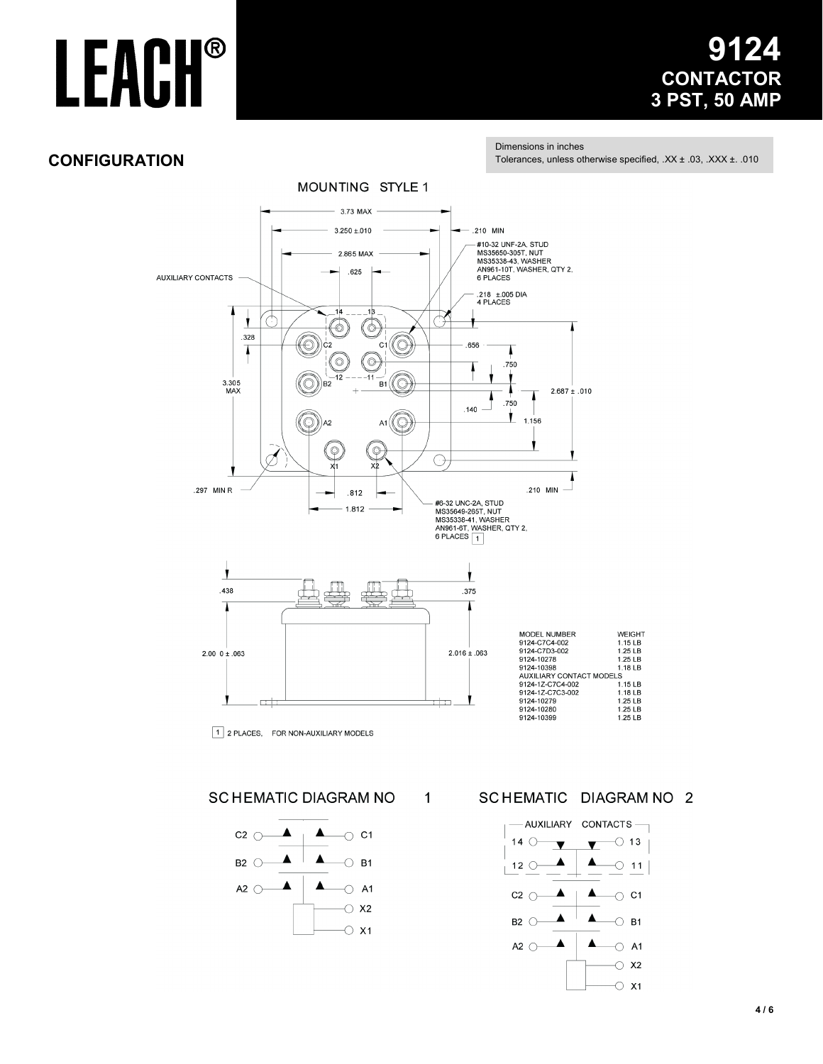# LEACH®

## 9124 CONTACTOR 3 PST, 50 AMP

## CONFIGURATION

Dimensions in inches
Tolerances, unless otherwise specified, .XX ± .03, .XXX ±. .010

MOUNTING STYLE 1

AUXILIARY CONTACTS

#10-32 UNF-2A, STUD
MS35650-305T, NUT
MS35338-43, WASHER
AN961-10T, WASHER, QTY 2,
6 PLACES

.218 ±.005 DIA
4 PLACES

.297 MIN R

#6-32 UNC-2A, STUD
MS35649-265T, NUT
MS35338-41, WASHER
AN961-6T, WASHER, QTY 2,
6 PLACES [1]

[1] 2 PLACES, FOR NON-AUXILIARY MODELS

| MODEL NUMBER | WEIGHT |
|---|---|
| 9124-C7C4-002 | 1.15 LB |
| 9124-C7D3-002 | 1.25 LB |
| 9124-10278 | 1.25 LB |
| 9124-10398 | 1.18 LB |
| AUXILIARY CONTACT MODELS | |
| 9124-1Z-C7C4-002 | 1.15 LB |
| 9124-1Z-C7C3-002 | 1.18 LB |
| 9124-10279 | 1.25 LB |
| 9124-10280 | 1.25 LB |
| 9124-10399 | 1.25 LB |

SCHEMATIC DIAGRAM NO 1

SCHEMATIC DIAGRAM NO 2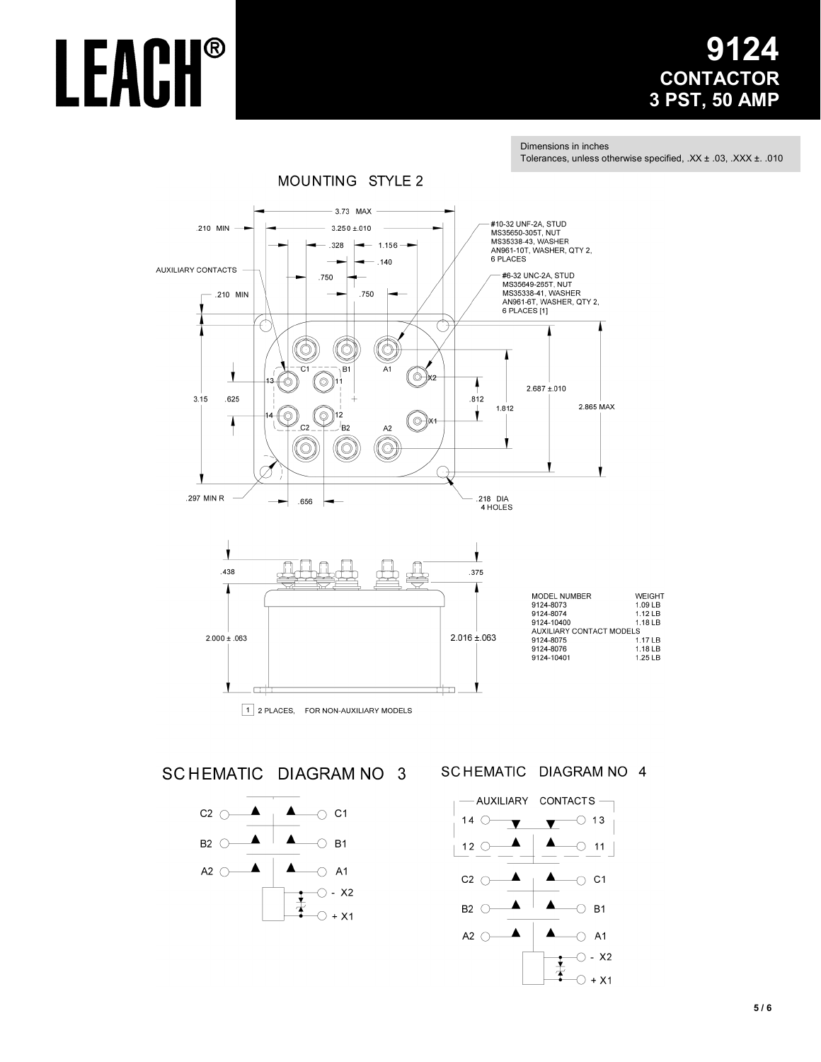# LEACH®

## 9124
## CONTACTOR
## 3 PST, 50 AMP

Dimensions in inches
Tolerances, unless otherwise specified, .XX ± .03, .XXX ±. .010

### MOUNTING STYLE 2

3.73 MAX
.210 MIN
3.250 ±.010
.328
1.156
.140
AUXILIARY CONTACTS
.750
.750
.210 MIN

#10-32 UNF-2A, STUD
MS35650-305T, NUT
MS35338-43, WASHER
AN961-10T, WASHER, QTY 2,
6 PLACES

#6-32 UNC-2A, STUD
MS35649-265T, NUT
MS35338-41, WASHER
AN961-6T, WASHER, QTY 2,
6 PLACES [1]

C1 B1 A1 X2
13 11
14 12 X1
C2 B2 A2

3.15
.625
.812
1.812
2.687 ±.010
2.865 MAX

.297 MIN R
.656
.218 DIA
4 HOLES

.438
.375
2.000 ± .063
2.016 ±.063

| MODEL NUMBER | WEIGHT |
|---|---|
| 9124-8073 | 1.09 LB |
| 9124-8074 | 1.12 LB |
| 9124-10400 | 1.18 LB |
| AUXILIARY CONTACT MODELS | |
| 9124-8075 | 1.17 LB |
| 9124-8076 | 1.18 LB |
| 9124-10401 | 1.25 LB |

[1] 2 PLACES, FOR NON-AUXILIARY MODELS

### SCHEMATIC DIAGRAM NO 3

C2 — C1
B2 — B1
A2 — A1
- X2
+ X1

### SCHEMATIC DIAGRAM NO 4

AUXILIARY CONTACTS
14 — 13
12 — 11

C2 — C1
B2 — B1
A2 — A1
- X2
+ X1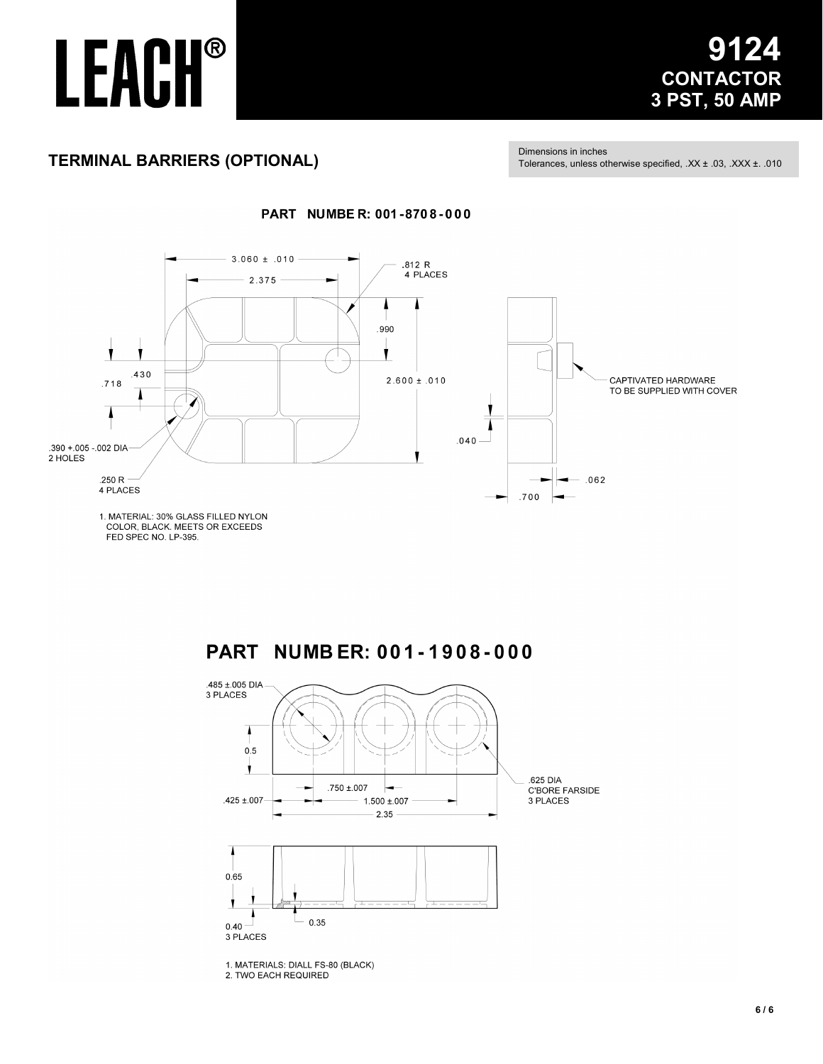# LEACH®

## 9124
## CONTACTOR
## 3 PST, 50 AMP

### TERMINAL BARRIERS (OPTIONAL)

Dimensions in inches
Tolerances, unless otherwise specified, .XX ± .03, .XXX ±. .010

**PART NUMBER: 001-8708-000**

3.060 ± .010
2.375
.812 R
4 PLACES
.990
.430
.718
2.600 ± .010
.390 +.005 -.002 DIA
2 HOLES
.250 R
4 PLACES
CAPTIVATED HARDWARE
TO BE SUPPLIED WITH COVER
.040
.062
.700

1. MATERIAL: 30% GLASS FILLED NYLON COLOR, BLACK. MEETS OR EXCEEDS FED SPEC NO. LP-395.

## PART NUMBER: 001-1908-000

.485 ±.005 DIA
3 PLACES
0.5
.750 ±.007
.425 ±.007
1.500 ±.007
2.35
.625 DIA
C'BORE FARSIDE
3 PLACES
0.65
0.40
3 PLACES
0.35

1. MATERIALS: DIALL FS-80 (BLACK)
2. TWO EACH REQUIRED